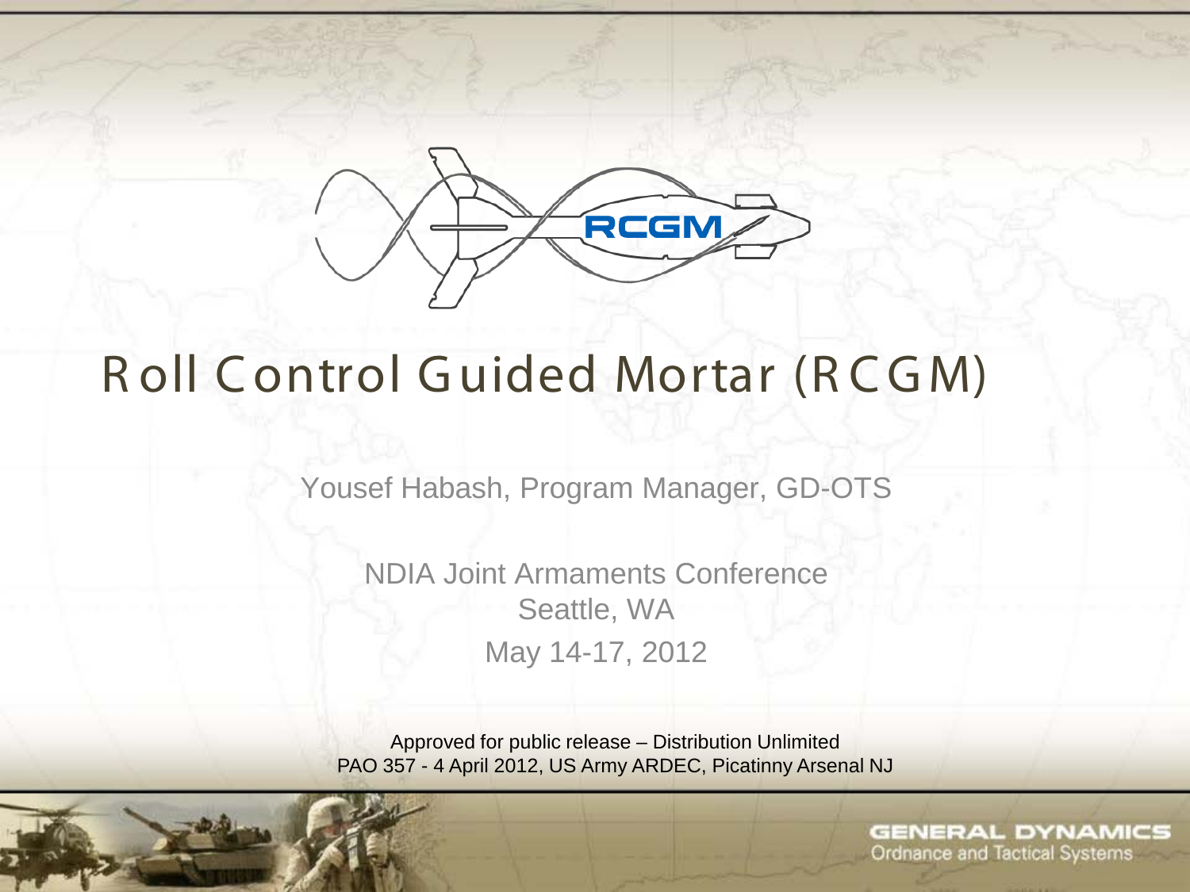# Roll Control Guided Mortar (RCGM)

Yousef Habash, Program Manager, GD-OTS

NDIA Joint Armaments Conference
Seattle, WA
May 14-17, 2012

Approved for public release – Distribution Unlimited
PAO 357 - 4 April 2012, US Army ARDEC, Picatinny Arsenal NJ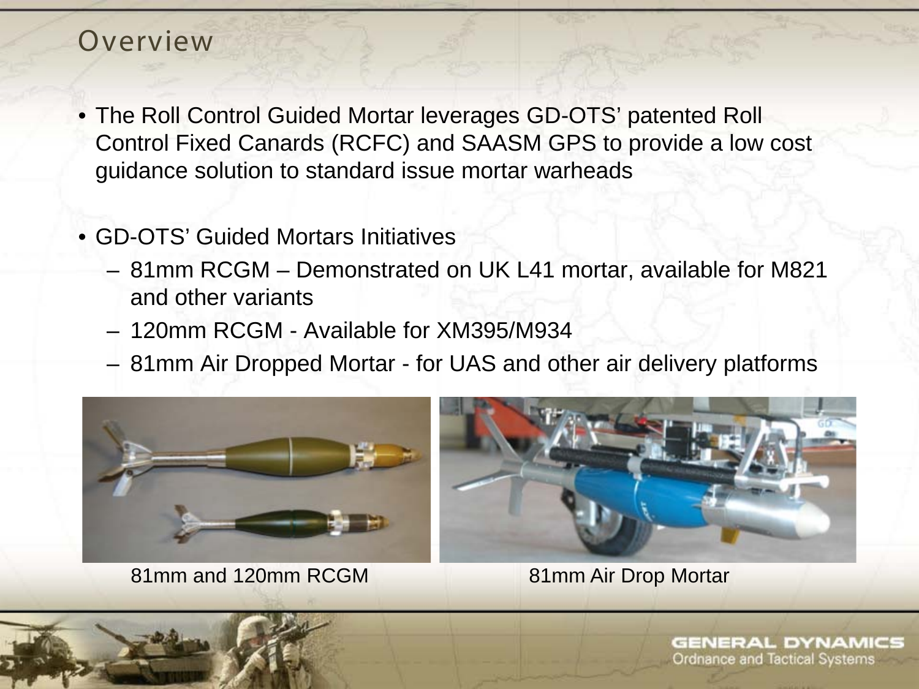## Overview

- The Roll Control Guided Mortar leverages GD-OTS' patented Roll Control Fixed Canards (RCFC) and SAASM GPS to provide a low cost guidance solution to standard issue mortar warheads
- GD-OTS' Guided Mortars Initiatives
  - 81mm RCGM – Demonstrated on UK L41 mortar, available for M821 and other variants
  - 120mm RCGM - Available for XM395/M934
  - 81mm Air Dropped Mortar - for UAS and other air delivery platforms

81mm and 120mm RCGM

81mm Air Drop Mortar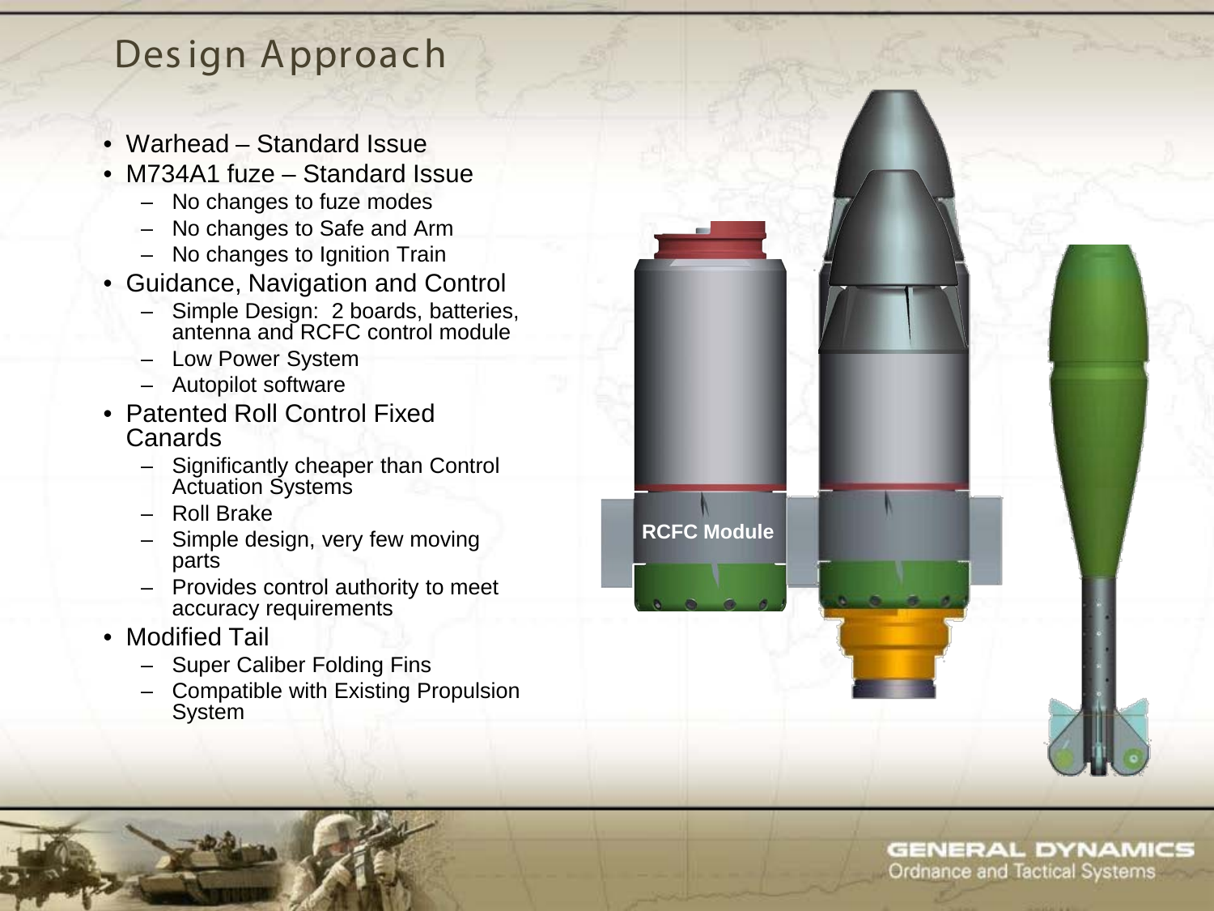# Design Approach

- Warhead – Standard Issue
- M734A1 fuze – Standard Issue
  - No changes to fuze modes
  - No changes to Safe and Arm
  - No changes to Ignition Train
- Guidance, Navigation and Control
  - Simple Design: 2 boards, batteries, antenna and RCFC control module
  - Low Power System
  - Autopilot software
- Patented Roll Control Fixed Canards
  - Significantly cheaper than Control Actuation Systems
  - Roll Brake
  - Simple design, very few moving parts
  - Provides control authority to meet accuracy requirements
- Modified Tail
  - Super Caliber Folding Fins
  - Compatible with Existing Propulsion System

RCFC Module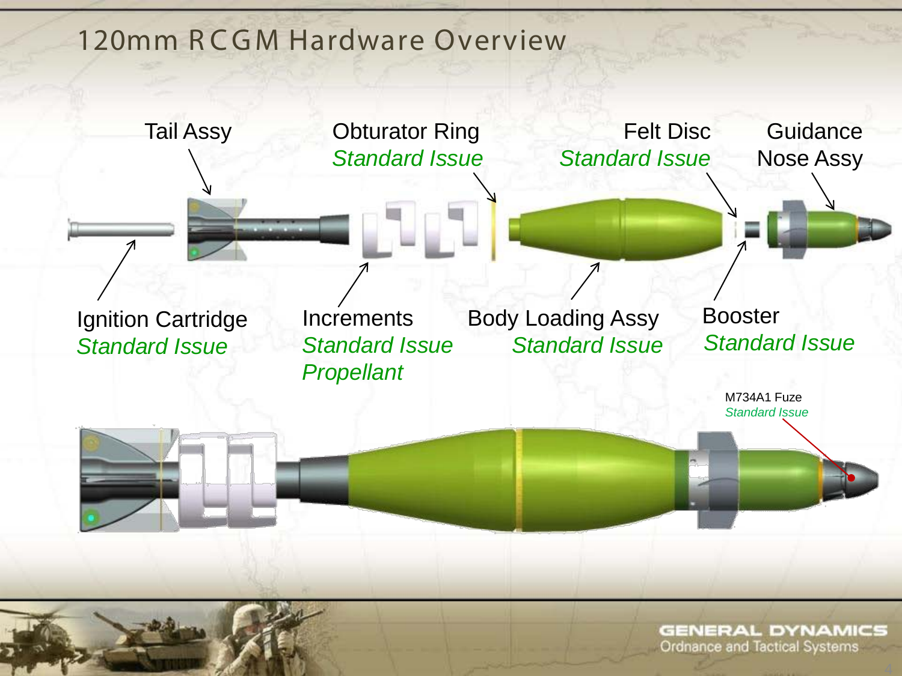# 120mm RCGM Hardware Overview

Tail Assy

Obturator Ring
*Standard Issue*

Felt Disc
*Standard Issue*

Guidance Nose Assy

Ignition Cartridge
*Standard Issue*

Increments
*Standard Issue*
*Propellant*

Body Loading Assy
*Standard Issue*

Booster
*Standard Issue*

M734A1 Fuze
*Standard Issue*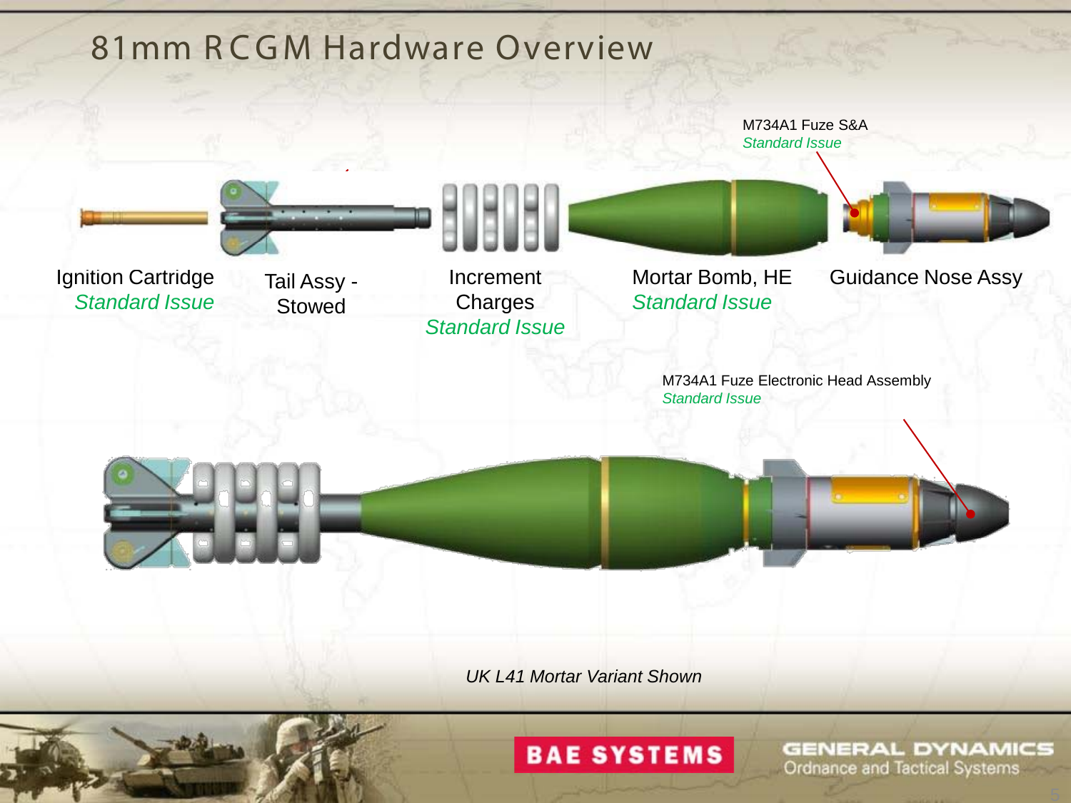# 81mm RCGM Hardware Overview

M734A1 Fuze S&A
*Standard Issue*

Ignition Cartridge
*Standard Issue*

Tail Assy - Stowed

Increment Charges
*Standard Issue*

Mortar Bomb, HE
*Standard Issue*

Guidance Nose Assy

M734A1 Fuze Electronic Head Assembly
*Standard Issue*

*UK L41 Mortar Variant Shown*

BAE SYSTEMS

GENERAL DYNAMICS
Ordnance and Tactical Systems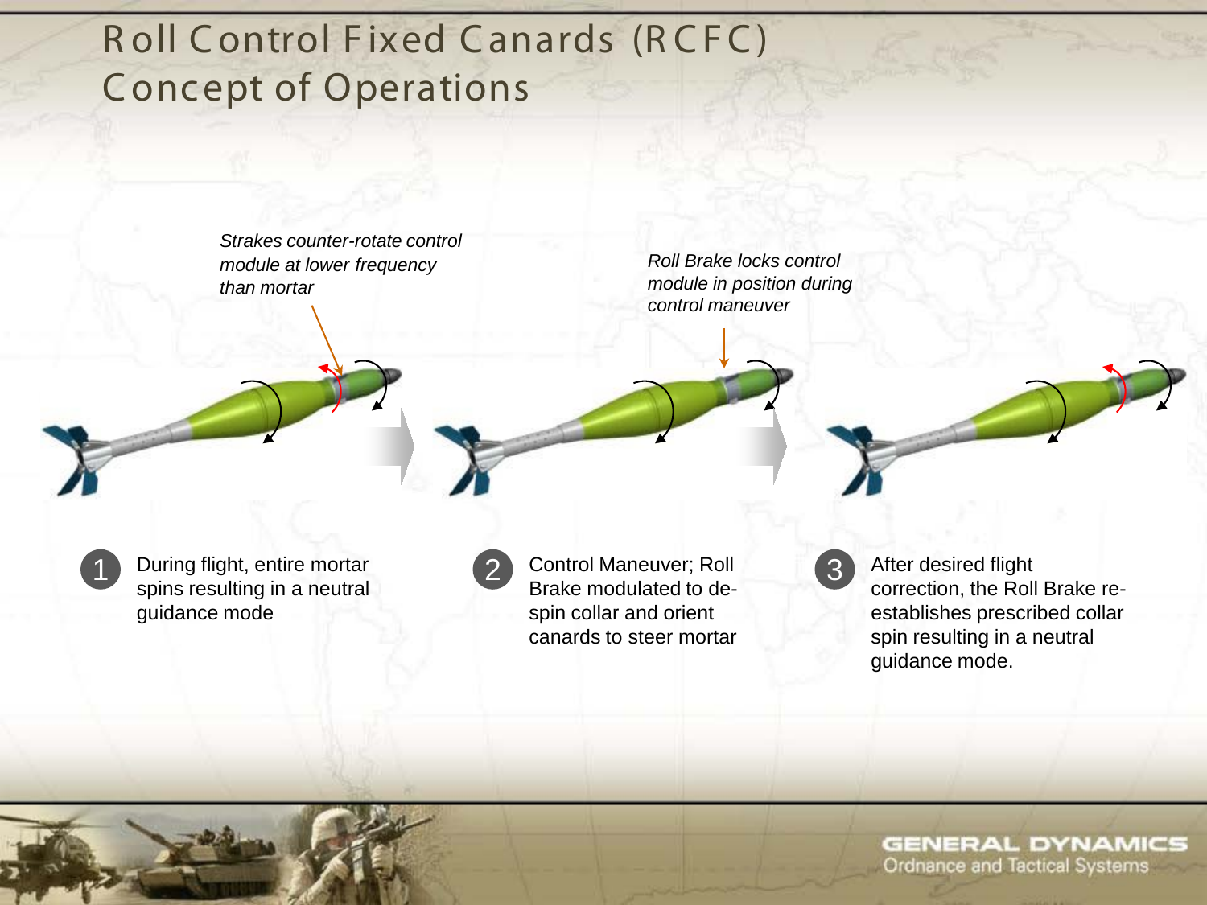# Roll Control Fixed Canards (RCFC) Concept of Operations

*Strakes counter-rotate control module at lower frequency than mortar*

*Roll Brake locks control module in position during control maneuver*

1. During flight, entire mortar spins resulting in a neutral guidance mode
2. Control Maneuver; Roll Brake modulated to de-spin collar and orient canards to steer mortar
3. After desired flight correction, the Roll Brake re-establishes prescribed collar spin resulting in a neutral guidance mode.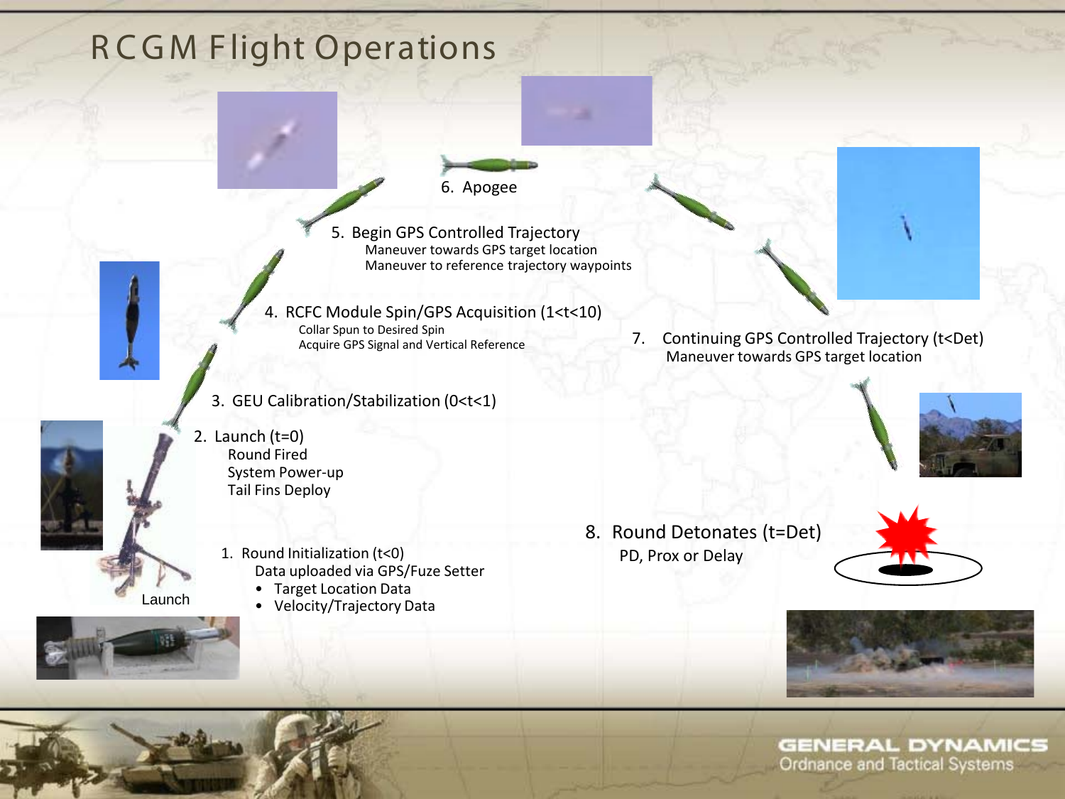# RCGM Flight Operations

1. Round Initialization (t<0)
   - Data uploaded via GPS/Fuze Setter
     - Target Location Data
     - Velocity/Trajectory Data

Launch

2. Launch (t=0)
   - Round Fired
   - System Power-up
   - Tail Fins Deploy

3. GEU Calibration/Stabilization (0<t<1)

4. RCFC Module Spin/GPS Acquisition (1<t<10)
   - Collar Spun to Desired Spin
   - Acquire GPS Signal and Vertical Reference

5. Begin GPS Controlled Trajectory
   - Maneuver towards GPS target location
   - Maneuver to reference trajectory waypoints

6. Apogee

7. Continuing GPS Controlled Trajectory (t<Det)
   - Maneuver towards GPS target location

8. Round Detonates (t=Det)
   - PD, Prox or Delay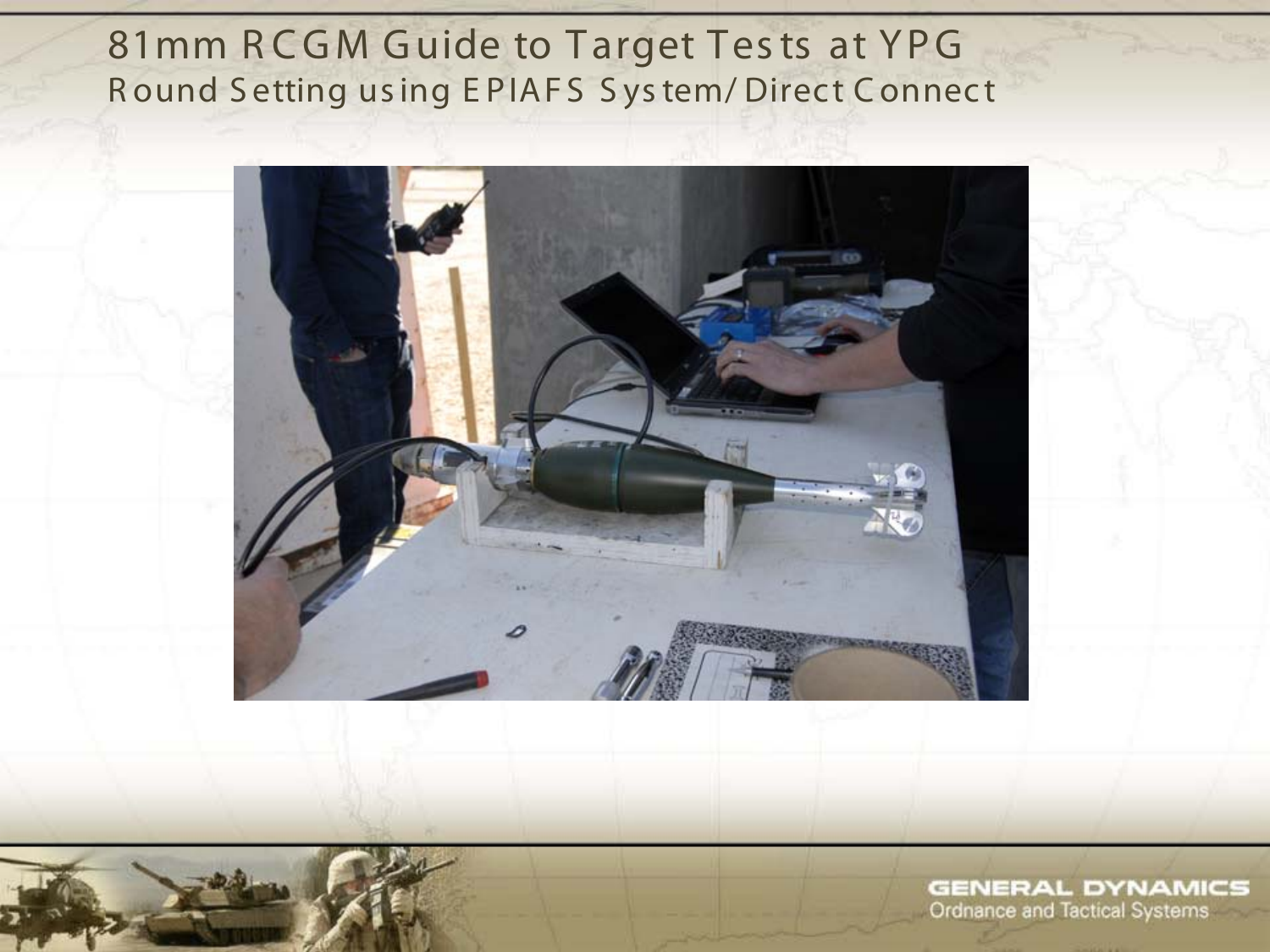# 81mm RCGM Guide to Target Tests at YPG

## Round Setting using EPIAFS System/Direct Connect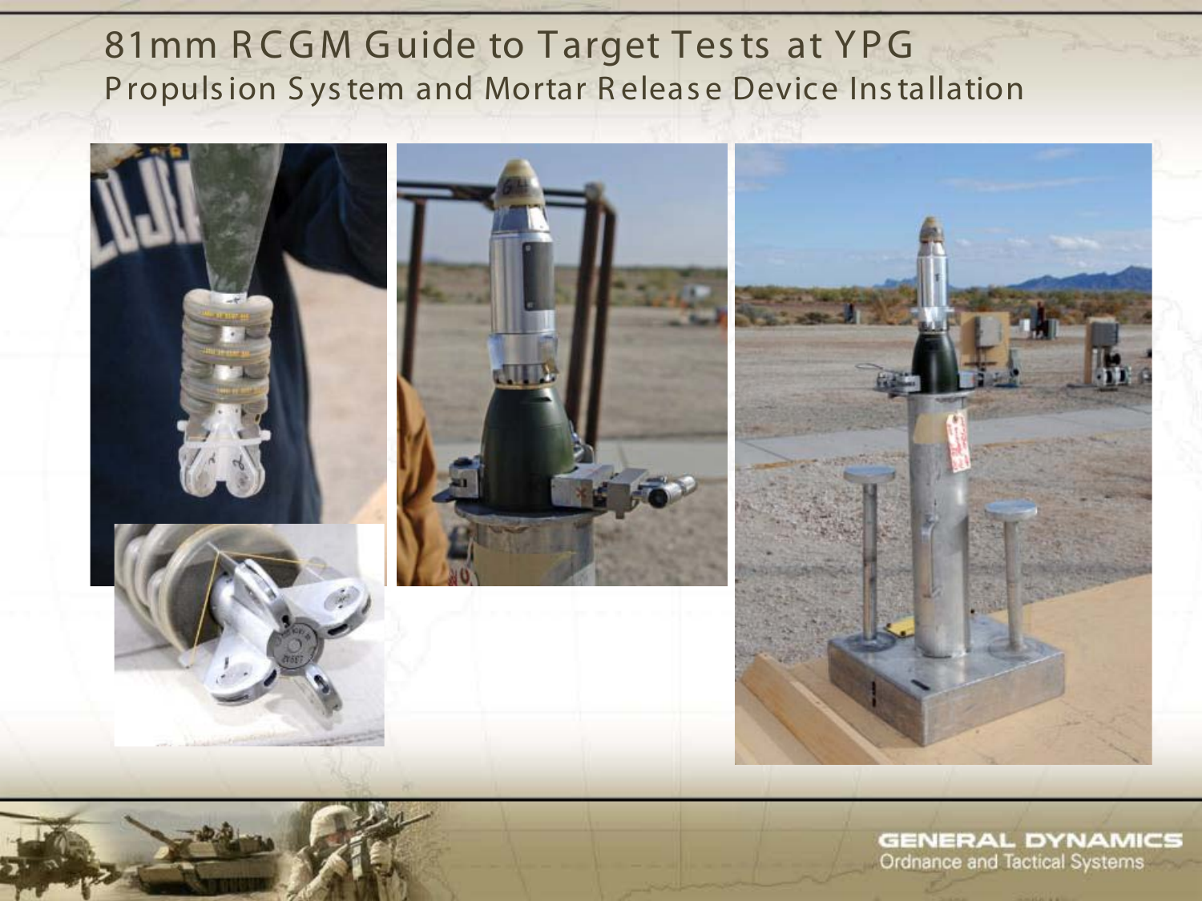# 81mm RCGM Guide to Target Tests at YPG

## Propulsion System and Mortar Release Device Installation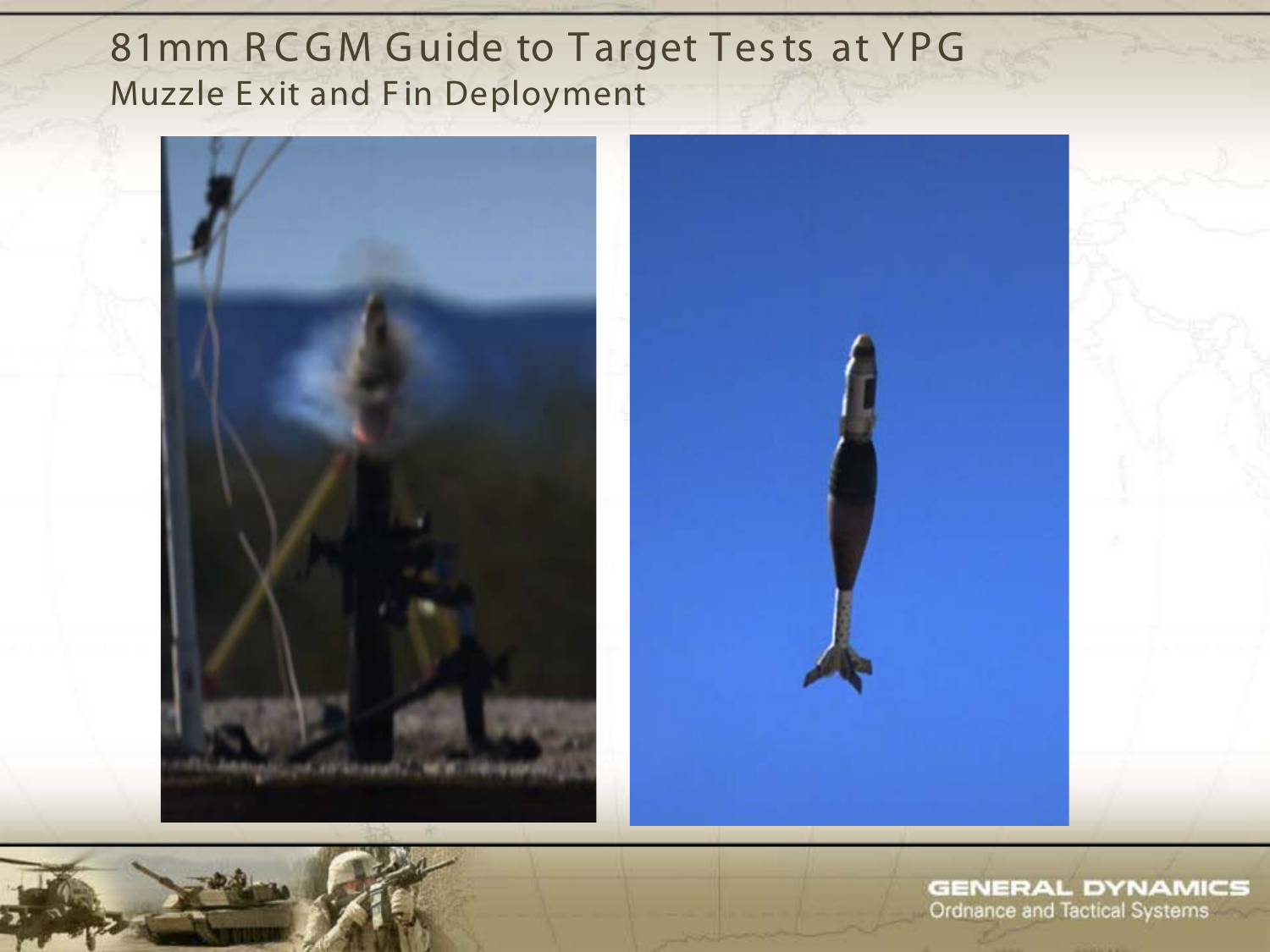# 81mm RCGM Guide to Target Tests at YPG

## Muzzle Exit and Fin Deployment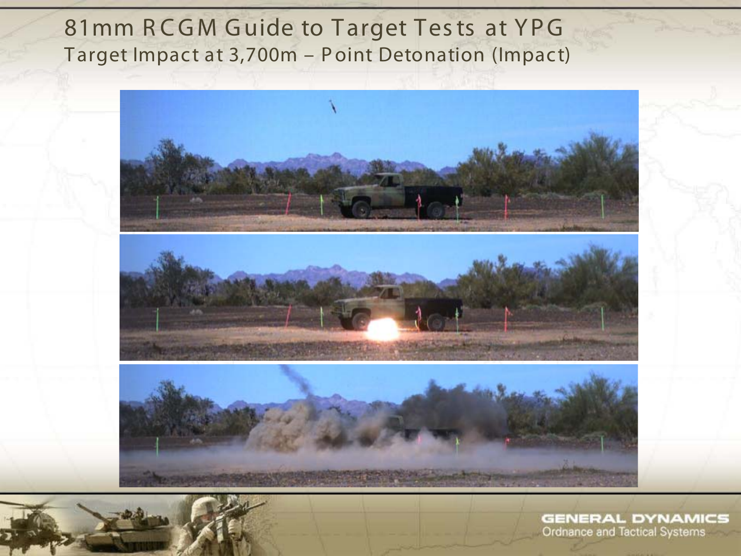# 81mm RCGM Guide to Target Tests at YPG

## Target Impact at 3,700m – Point Detonation (Impact)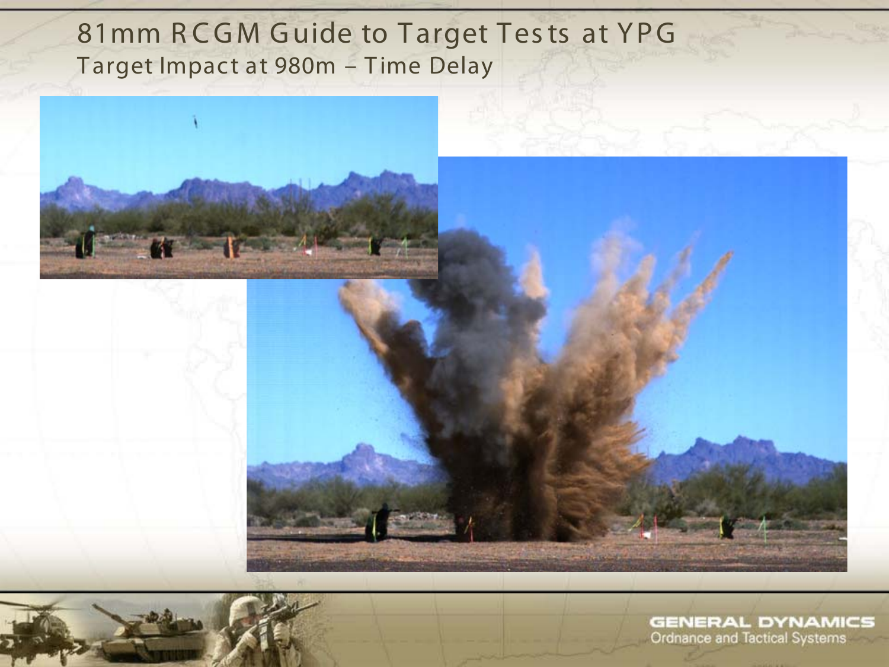# 81mm RCGM Guide to Target Tests at YPG

## Target Impact at 980m – Time Delay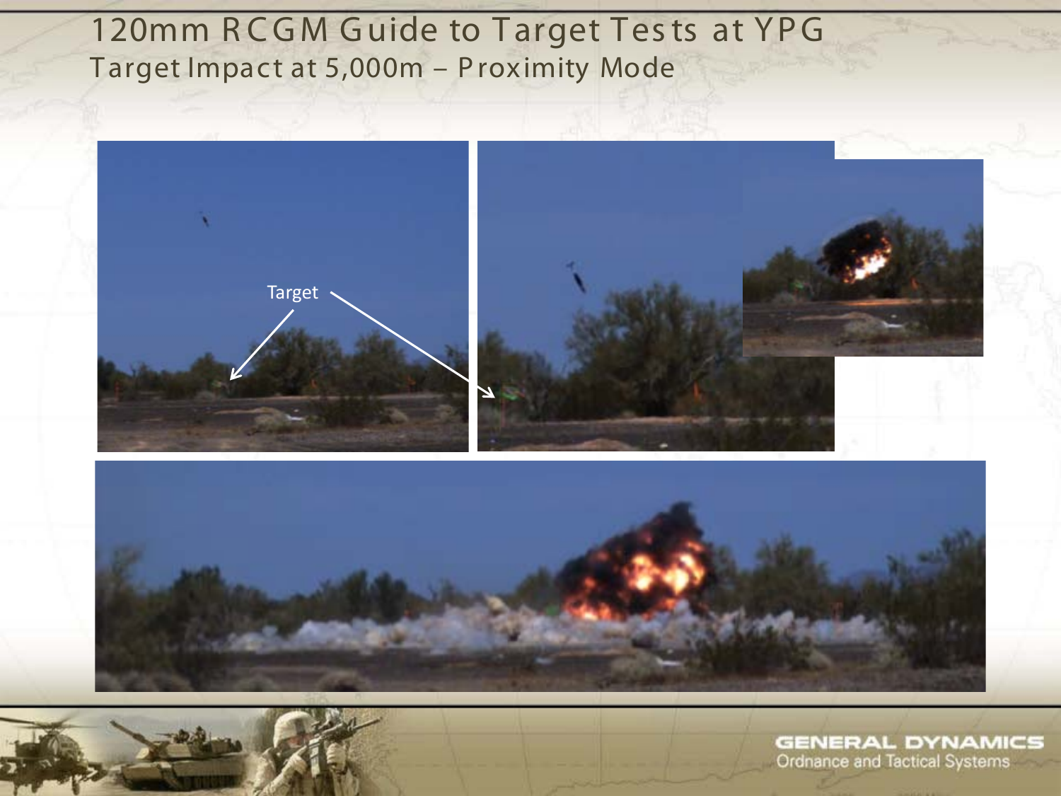# 120mm RCGM Guide to Target Tests at YPG

## Target Impact at 5,000m – Proximity Mode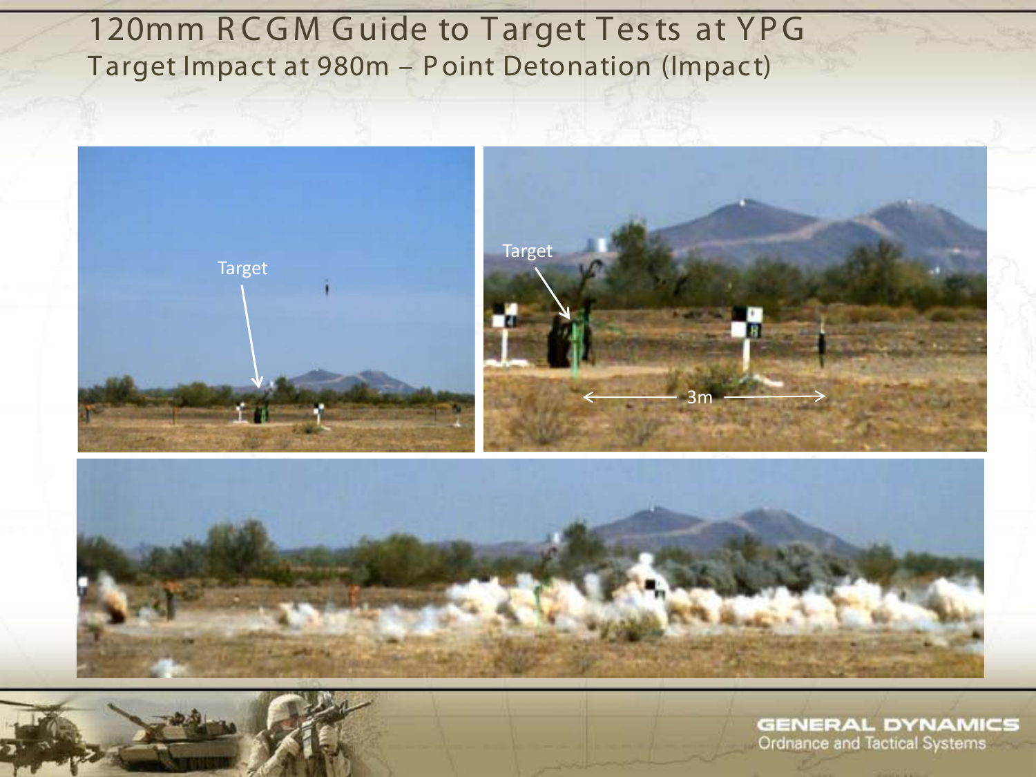# 120mm RCGM Guide to Target Tests at YPG

## Target Impact at 980m – Point Detonation (Impact)

Target

Target

3m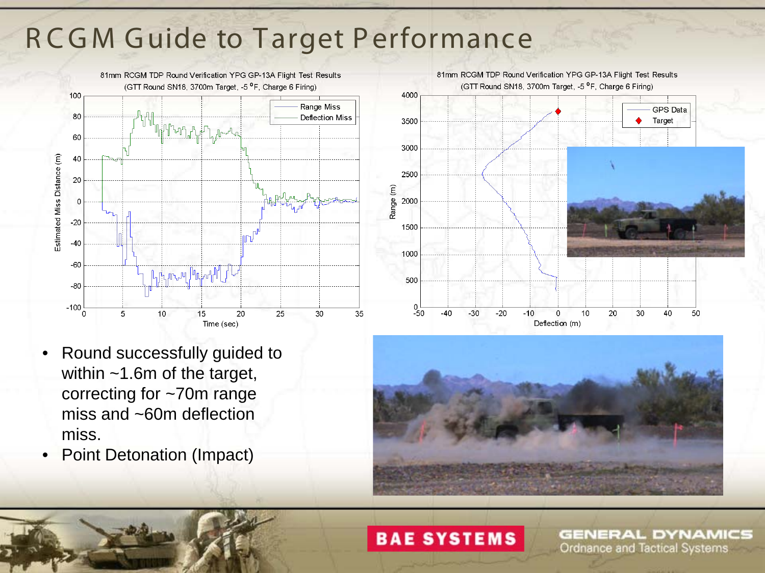# RCGM Guide to Target Performance

81mm RCGM TDP Round Verification YPG GP-13A Flight Test Results
(GTT Round SN18, 3700m Target, -5 °F, Charge 6 Firing)

81mm RCGM TDP Round Verification YPG GP-13A Flight Test Results
(GTT Round SN18, 3700m Target, -5 °F, Charge 6 Firing)

- Round successfully guided to within ~1.6m of the target, correcting for ~70m range miss and ~60m deflection miss.
- Point Detonation (Impact)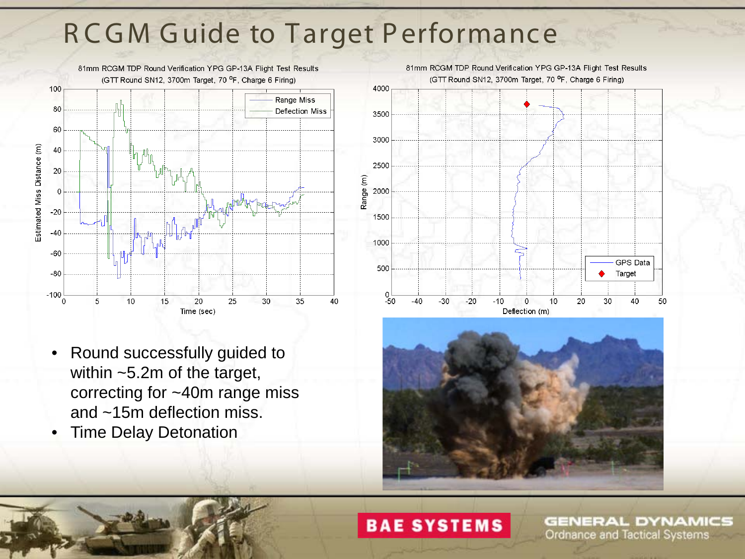# RCGM Guide to Target Performance

81mm RCGM TDP Round Verification YPG GP-13A Flight Test Results
(GTT Round SN12, 3700m Target, 70 °F, Charge 6 Firing)

81mm RCGM TDP Round Verification YPG GP-13A Flight Test Results
(GTT Round SN12, 3700m Target, 70 °F, Charge 6 Firing)

- Round successfully guided to within ~5.2m of the target, correcting for ~40m range miss and ~15m deflection miss.
- Time Delay Detonation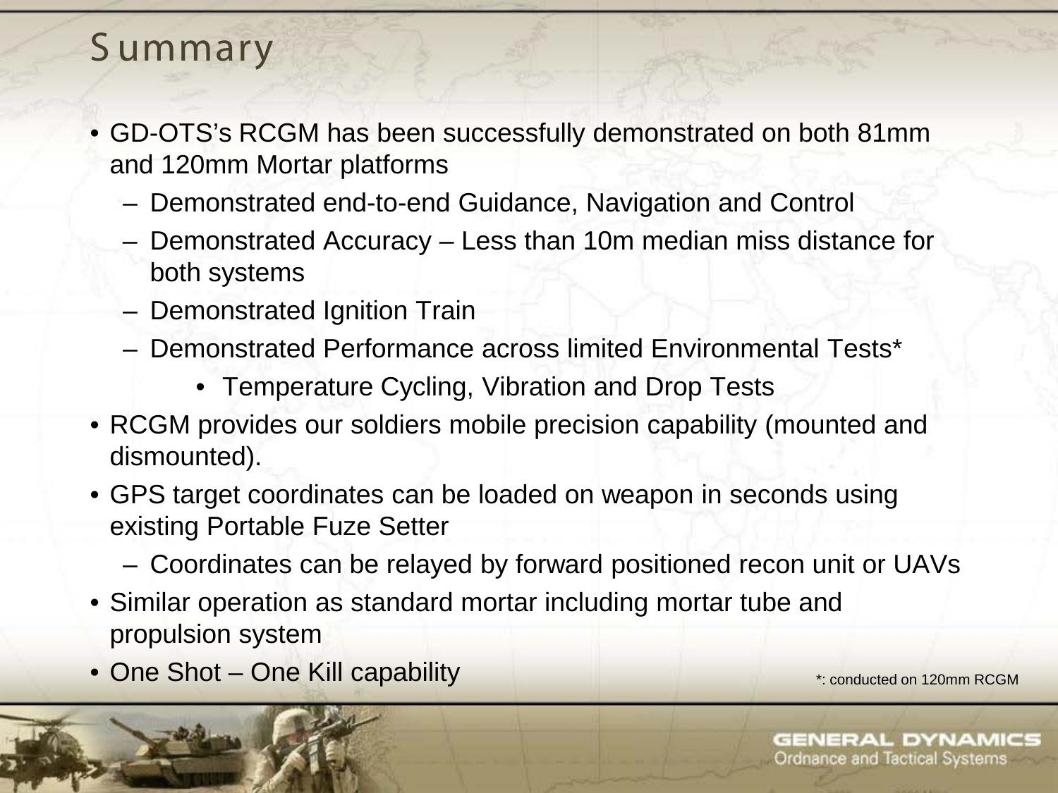# Summary

- GD-OTS's RCGM has been successfully demonstrated on both 81mm and 120mm Mortar platforms
  - Demonstrated end-to-end Guidance, Navigation and Control
  - Demonstrated Accuracy – Less than 10m median miss distance for both systems
  - Demonstrated Ignition Train
  - Demonstrated Performance across limited Environmental Tests*
    - Temperature Cycling, Vibration and Drop Tests
- RCGM provides our soldiers mobile precision capability (mounted and dismounted).
- GPS target coordinates can be loaded on weapon in seconds using existing Portable Fuze Setter
  - Coordinates can be relayed by forward positioned recon unit or UAVs
- Similar operation as standard mortar including mortar tube and propulsion system
- One Shot – One Kill capability

*: conducted on 120mm RCGM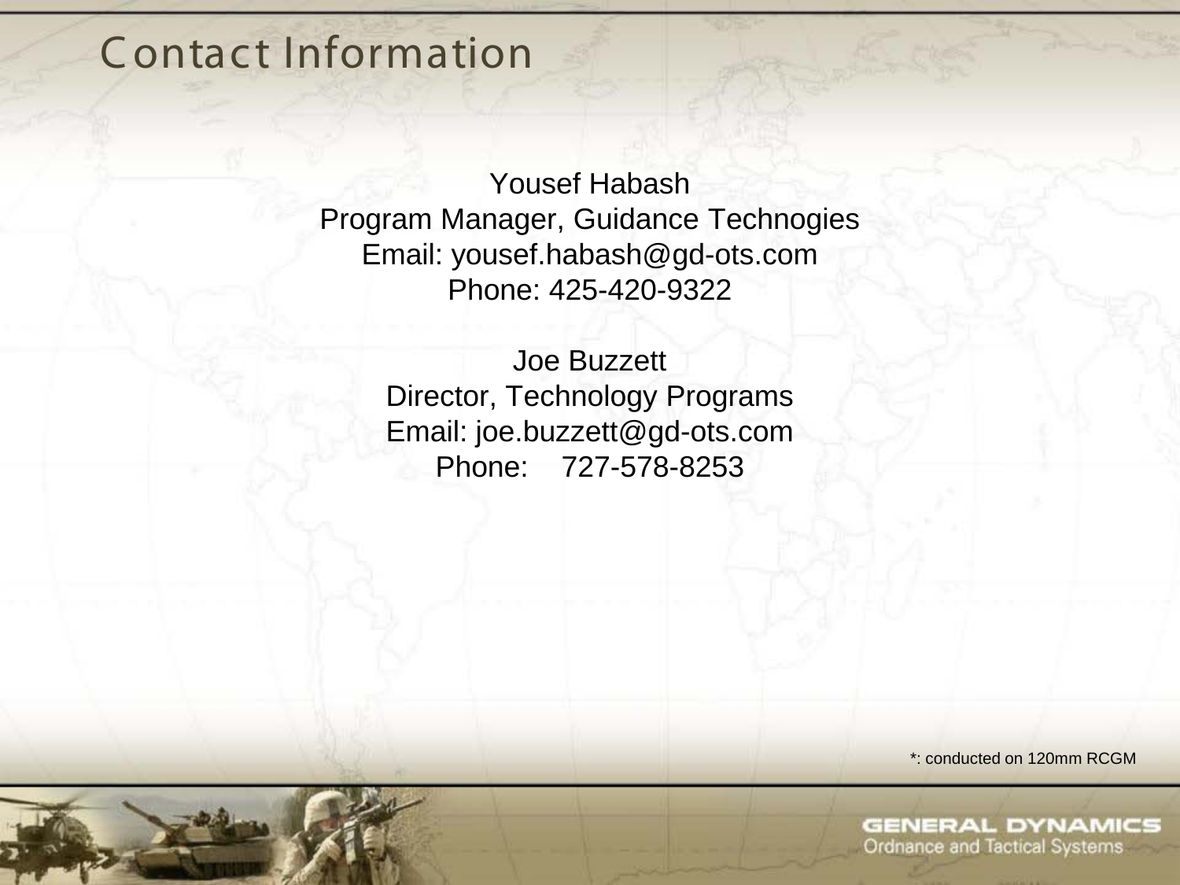# Contact Information

Yousef Habash
Program Manager, Guidance Technogies
Email: yousef.habash@gd-ots.com
Phone: 425-420-9322

Joe Buzzett
Director, Technology Programs
Email: joe.buzzett@gd-ots.com
Phone: 727-578-8253

*: conducted on 120mm RCGM